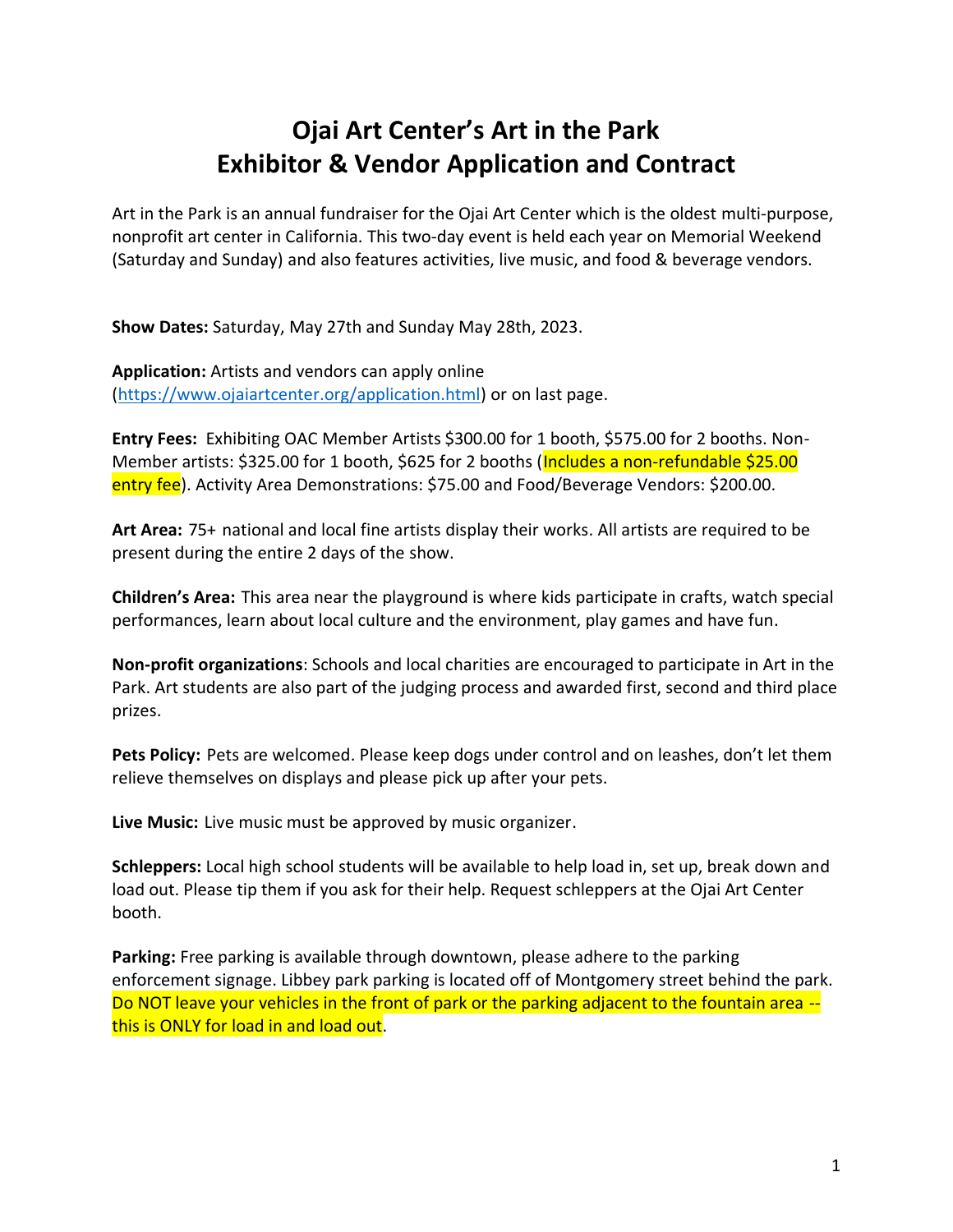# Ojai Art Center's Art in the Park
# Exhibitor & Vendor Application and Contract

Art in the Park is an annual fundraiser for the Ojai Art Center which is the oldest multi-purpose, nonprofit art center in California. This two-day event is held each year on Memorial Weekend (Saturday and Sunday) and also features activities, live music, and food & beverage vendors.

**Show Dates:** Saturday, May 27th and Sunday May 28th, 2023.

**Application:** Artists and vendors can apply online (https://www.ojaiartcenter.org/application.html) or on last page.

**Entry Fees:** Exhibiting OAC Member Artists $300.00 for 1 booth, $575.00 for 2 booths. Non-Member artists: $325.00 for 1 booth, $625 for 2 booths (Includes a non-refundable $25.00 entry fee). Activity Area Demonstrations: $75.00 and Food/Beverage Vendors: $200.00.

**Art Area:** 75+ national and local fine artists display their works. All artists are required to be present during the entire 2 days of the show.

**Children's Area:** This area near the playground is where kids participate in crafts, watch special performances, learn about local culture and the environment, play games and have fun.

**Non-profit organizations**: Schools and local charities are encouraged to participate in Art in the Park. Art students are also part of the judging process and awarded first, second and third place prizes.

**Pets Policy:** Pets are welcomed. Please keep dogs under control and on leashes, don't let them relieve themselves on displays and please pick up after your pets.

**Live Music:** Live music must be approved by music organizer.

**Schleppers:** Local high school students will be available to help load in, set up, break down and load out. Please tip them if you ask for their help. Request schleppers at the Ojai Art Center booth.

**Parking:** Free parking is available through downtown, please adhere to the parking enforcement signage. Libbey park parking is located off of Montgomery street behind the park. Do NOT leave your vehicles in the front of park or the parking adjacent to the fountain area -- this is ONLY for load in and load out.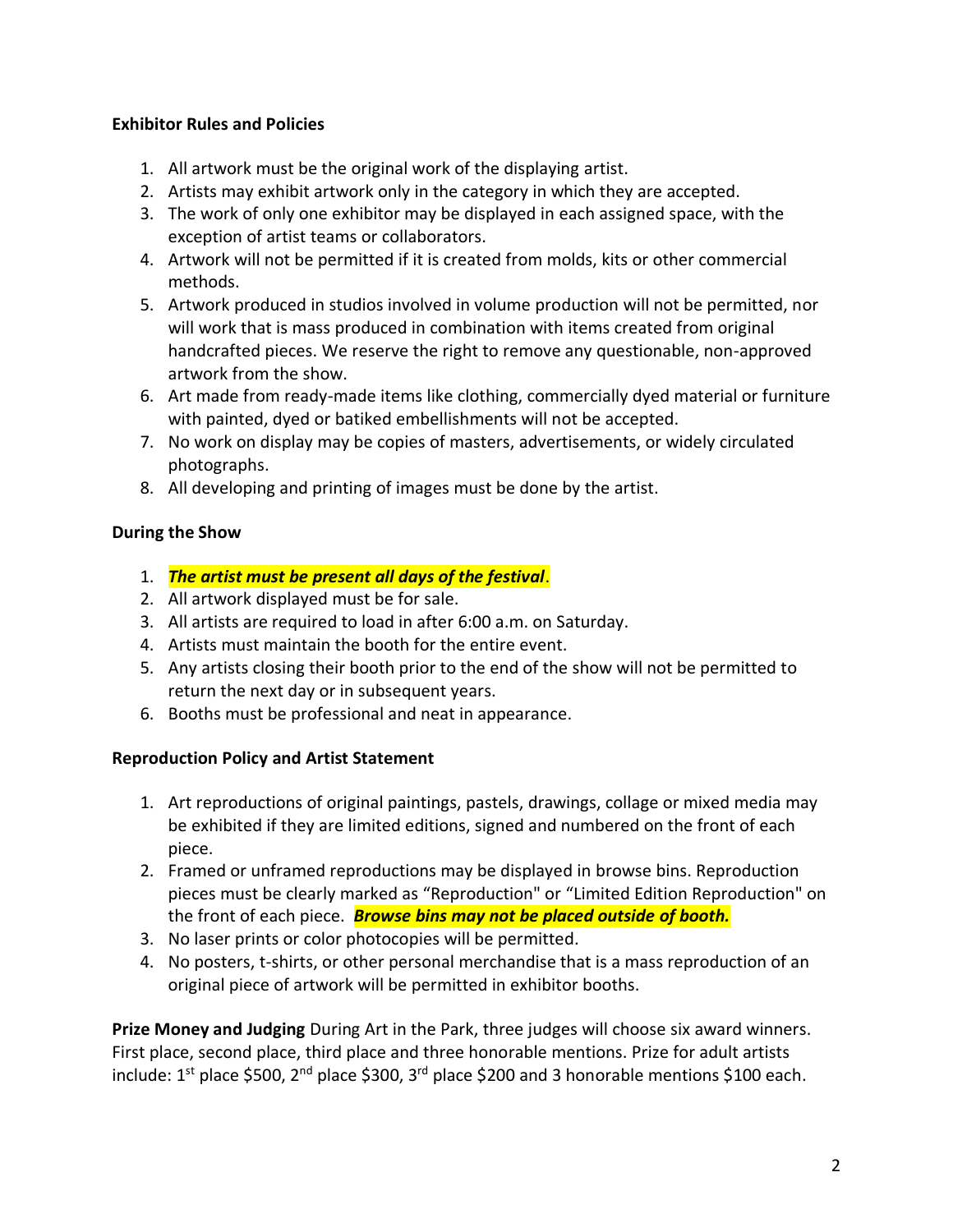**Exhibitor Rules and Policies**

1. All artwork must be the original work of the displaying artist.
2. Artists may exhibit artwork only in the category in which they are accepted.
3. The work of only one exhibitor may be displayed in each assigned space, with the exception of artist teams or collaborators.
4. Artwork will not be permitted if it is created from molds, kits or other commercial methods.
5. Artwork produced in studios involved in volume production will not be permitted, nor will work that is mass produced in combination with items created from original handcrafted pieces. We reserve the right to remove any questionable, non-approved artwork from the show.
6. Art made from ready-made items like clothing, commercially dyed material or furniture with painted, dyed or batiked embellishments will not be accepted.
7. No work on display may be copies of masters, advertisements, or widely circulated photographs.
8. All developing and printing of images must be done by the artist.

**During the Show**

1. ***The artist must be present all days of the festival***.
2. All artwork displayed must be for sale.
3. All artists are required to load in after 6:00 a.m. on Saturday.
4. Artists must maintain the booth for the entire event.
5. Any artists closing their booth prior to the end of the show will not be permitted to return the next day or in subsequent years.
6. Booths must be professional and neat in appearance.

**Reproduction Policy and Artist Statement**

1. Art reproductions of original paintings, pastels, drawings, collage or mixed media may be exhibited if they are limited editions, signed and numbered on the front of each piece.
2. Framed or unframed reproductions may be displayed in browse bins. Reproduction pieces must be clearly marked as "Reproduction" or "Limited Edition Reproduction" on the front of each piece. ***Browse bins may not be placed outside of booth.***
3. No laser prints or color photocopies will be permitted.
4. No posters, t-shirts, or other personal merchandise that is a mass reproduction of an original piece of artwork will be permitted in exhibitor booths.

**Prize Money and Judging** During Art in the Park, three judges will choose six award winners. First place, second place, third place and three honorable mentions. Prize for adult artists include: 1st place \$500, 2nd place \$300, 3rd place \$200 and 3 honorable mentions \$100 each.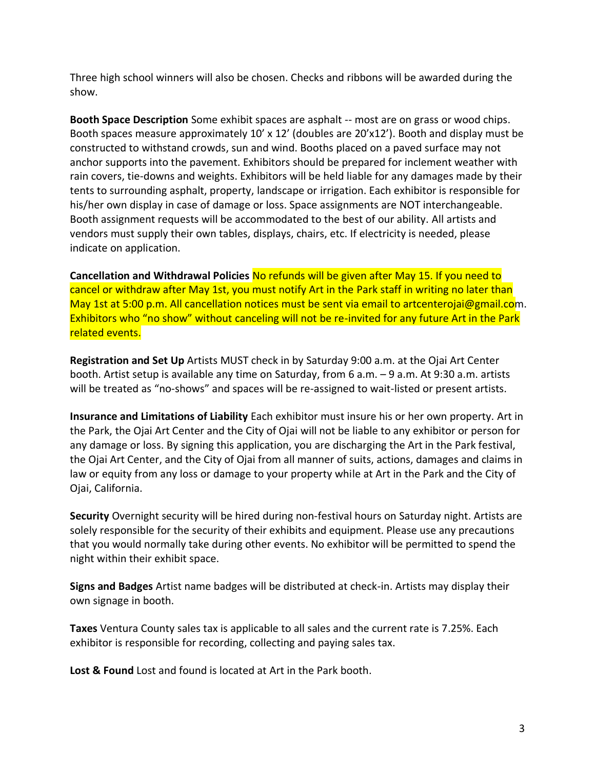Three high school winners will also be chosen. Checks and ribbons will be awarded during the show.

**Booth Space Description** Some exhibit spaces are asphalt -- most are on grass or wood chips. Booth spaces measure approximately 10' x 12' (doubles are 20'x12'). Booth and display must be constructed to withstand crowds, sun and wind. Booths placed on a paved surface may not anchor supports into the pavement. Exhibitors should be prepared for inclement weather with rain covers, tie-downs and weights. Exhibitors will be held liable for any damages made by their tents to surrounding asphalt, property, landscape or irrigation. Each exhibitor is responsible for his/her own display in case of damage or loss. Space assignments are NOT interchangeable. Booth assignment requests will be accommodated to the best of our ability. All artists and vendors must supply their own tables, displays, chairs, etc. If electricity is needed, please indicate on application.

**Cancellation and Withdrawal Policies** No refunds will be given after May 15. If you need to cancel or withdraw after May 1st, you must notify Art in the Park staff in writing no later than May 1st at 5:00 p.m. All cancellation notices must be sent via email to artcenterojai@gmail.com. Exhibitors who "no show" without canceling will not be re-invited for any future Art in the Park related events.

**Registration and Set Up** Artists MUST check in by Saturday 9:00 a.m. at the Ojai Art Center booth. Artist setup is available any time on Saturday, from 6 a.m. – 9 a.m. At 9:30 a.m. artists will be treated as "no-shows" and spaces will be re-assigned to wait-listed or present artists.

**Insurance and Limitations of Liability** Each exhibitor must insure his or her own property. Art in the Park, the Ojai Art Center and the City of Ojai will not be liable to any exhibitor or person for any damage or loss. By signing this application, you are discharging the Art in the Park festival, the Ojai Art Center, and the City of Ojai from all manner of suits, actions, damages and claims in law or equity from any loss or damage to your property while at Art in the Park and the City of Ojai, California.

**Security** Overnight security will be hired during non-festival hours on Saturday night. Artists are solely responsible for the security of their exhibits and equipment. Please use any precautions that you would normally take during other events. No exhibitor will be permitted to spend the night within their exhibit space.

**Signs and Badges** Artist name badges will be distributed at check-in. Artists may display their own signage in booth.

**Taxes** Ventura County sales tax is applicable to all sales and the current rate is 7.25%. Each exhibitor is responsible for recording, collecting and paying sales tax.

**Lost & Found** Lost and found is located at Art in the Park booth.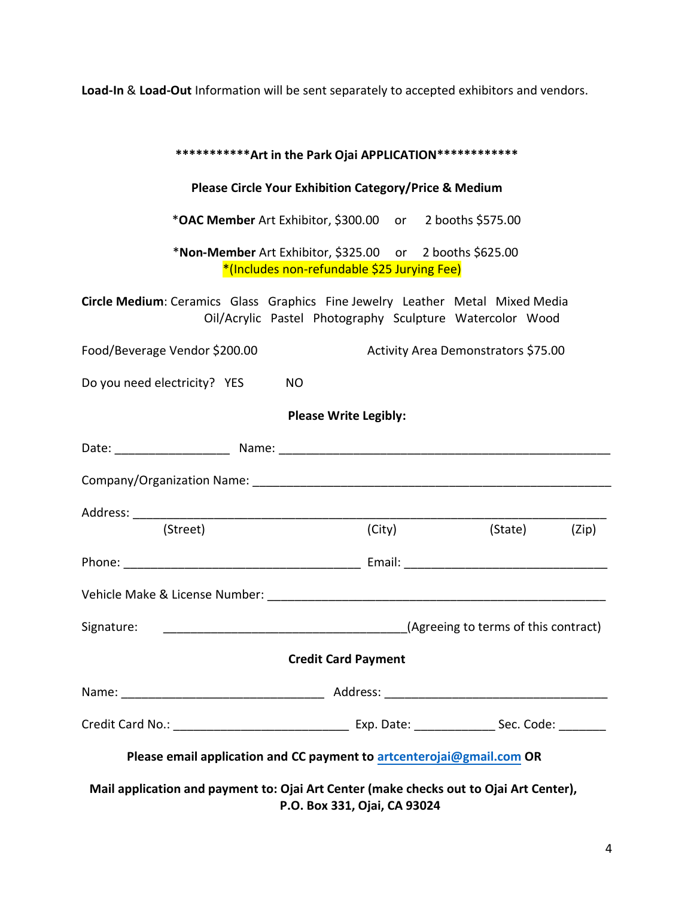**Load-In** & **Load-Out** Information will be sent separately to accepted exhibitors and vendors.

**\*\*\*\*\*\*\*\*\*\*\*Art in the Park Ojai APPLICATION\*\*\*\*\*\*\*\*\*\*\*\***

**Please Circle Your Exhibition Category/Price & Medium**

\***OAC Member** Art Exhibitor, $300.00 or 2 booths $575.00

\***Non-Member** Art Exhibitor, $325.00 or 2 booths $625.00

\*(Includes non-refundable $25 Jurying Fee)

**Circle Medium**: Ceramics Glass Graphics Fine Jewelry Leather Metal Mixed Media Oil/Acrylic Pastel Photography Sculpture Watercolor Wood

Food/Beverage Vendor $200.00 Activity Area Demonstrators $75.00

Do you need electricity? YES NO

**Please Write Legibly:**

Date: _________________ Name: __________________________________________________

Company/Organization Name: ______________________________________________________

Address: _________________________________________________________________________
(Street) (City) (State) (Zip)

Phone: ____________________________________ Email: ______________________________

Vehicle Make & License Number: ____________________________________________________

Signature: _____________________________________(Agreeing to terms of this contract)

**Credit Card Payment**

Name: _______________________________ Address: _________________________________

Credit Card No.: __________________________ Exp. Date: ____________ Sec. Code: _______

**Please email application and CC payment to artcenterojai@gmail.com OR**

**Mail application and payment to: Ojai Art Center (make checks out to Ojai Art Center), P.O. Box 331, Ojai, CA 93024**